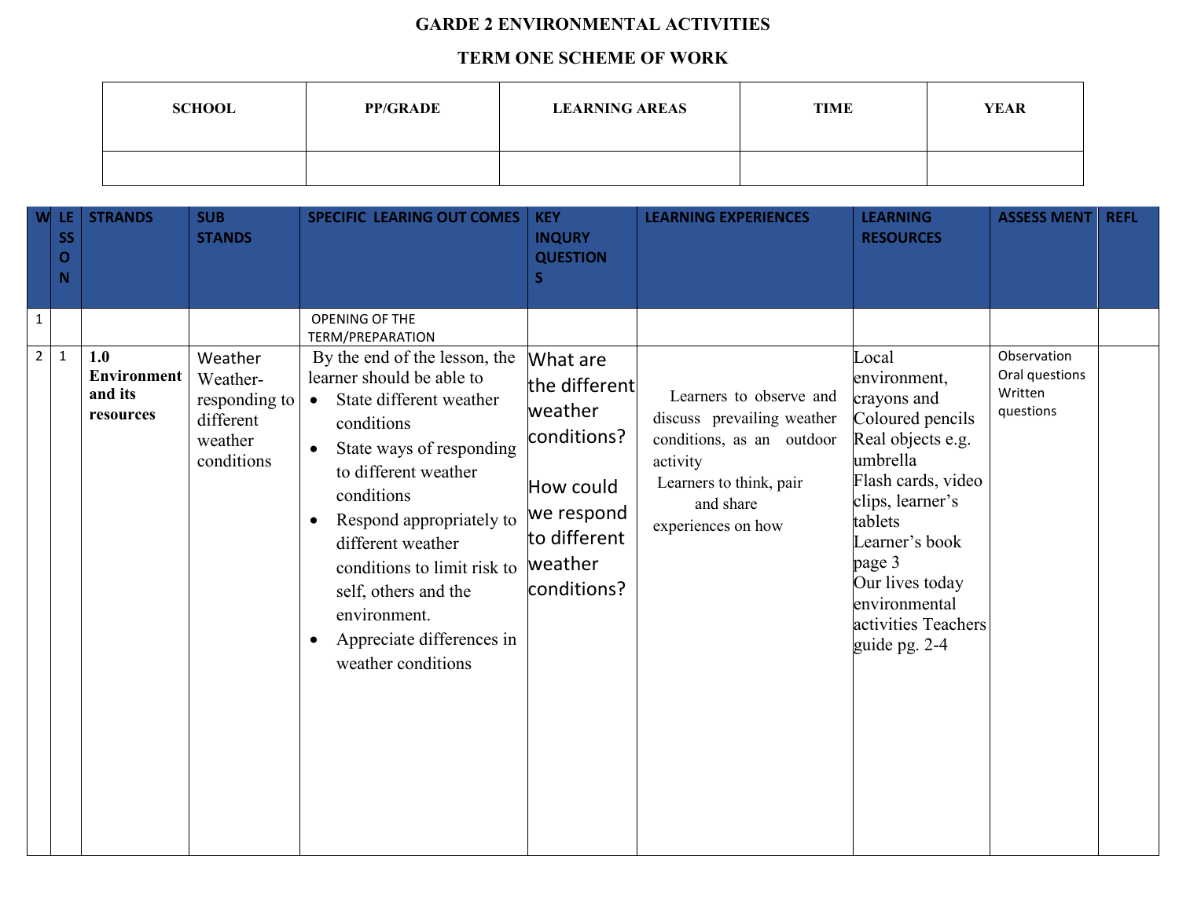**GARDE 2 ENVIRONMENTAL ACTIVITIES**

**TERM ONE SCHEME OF WORK**

| SCHOOL | PP/GRADE | LEARNING AREAS | TIME | YEAR |
|---|---|---|---|---|
| | | | | |

| W | LESSON | STRANDS | SUB STANDS | SPECIFIC LEARING OUT COMES | KEY INQURY QUESTIONS | LEARNING EXPERIENCES | LEARNING RESOURCES | ASSESS MENT | REFL |
|---|---|---|---|---|---|---|---|---|---|
| 1 | | | | OPENING OF THE TERM/PREPARATION | | | | | |
| 2 | 1 | **1.0 Environment and its resources** | Weather Weather-responding to different weather conditions | By the end of the lesson, the learner should be able to<br>• State different weather conditions<br>• State ways of responding to different weather conditions<br>• Respond appropriately to different weather conditions to limit risk to self, others and the environment.<br>• Appreciate differences in weather conditions | What are the different weather conditions?<br><br>How could we respond to different weather conditions? | Learners to observe and discuss prevailing weather conditions, as an outdoor activity<br>Learners to think, pair and share experiences on how | Local environment, crayons and Coloured pencils<br>Real objects e.g. umbrella<br>Flash cards, video clips, learner's tablets<br>Learner's book page 3<br>Our lives today environmental activities Teachers guide pg. 2-4 | Observation<br>Oral questions<br>Written questions | |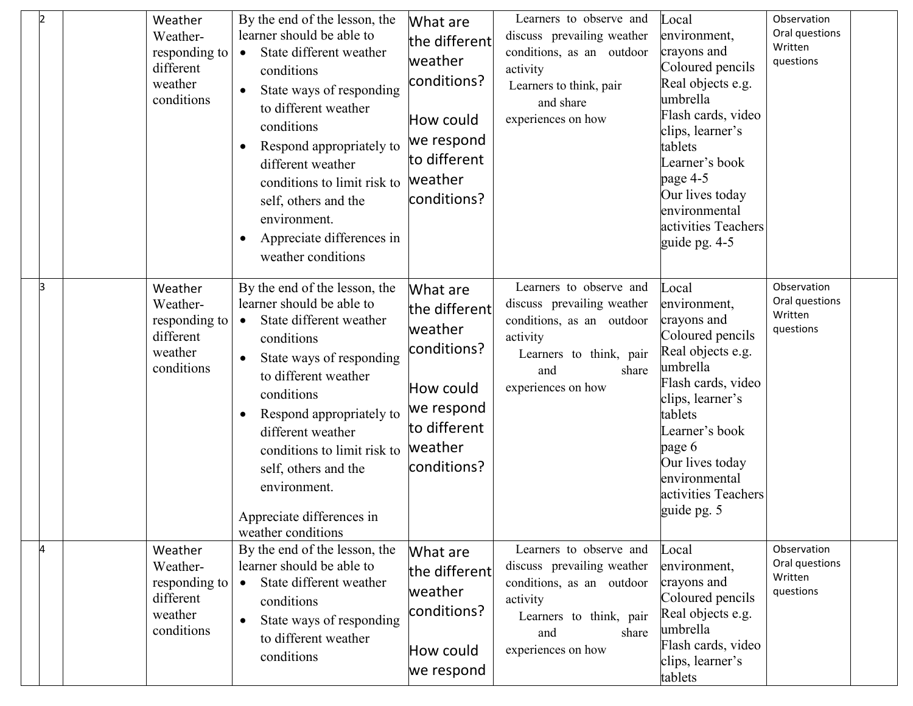| | 2 | | Weather Weather- responding to different weather conditions | By the end of the lesson, the learner should be able to<br>• State different weather conditions<br>• State ways of responding to different weather conditions<br>• Respond appropriately to different weather conditions to limit risk to self, others and the environment.<br>• Appreciate differences in weather conditions | What are the different weather conditions?<br><br>How could we respond to different weather conditions? | Learners to observe and discuss prevailing weather conditions, as an outdoor activity<br>Learners to think, pair and share experiences on how | Local environment, crayons and Coloured pencils<br>Real objects e.g. umbrella<br>Flash cards, video clips, learner's tablets<br>Learner's book page 4-5<br>Our lives today environmental activities Teachers guide pg. 4-5 | Observation<br>Oral questions<br>Written questions | |
|---|---|---|---|---|---|---|---|---|---|
| | 3 | | Weather Weather- responding to different weather conditions | By the end of the lesson, the learner should be able to<br>• State different weather conditions<br>• State ways of responding to different weather conditions<br>• Respond appropriately to different weather conditions to limit risk to self, others and the environment.<br><br>Appreciate differences in weather conditions | What are the different weather conditions?<br><br>How could we respond to different weather conditions? | Learners to observe and discuss prevailing weather conditions, as an outdoor activity<br>Learners to think, pair and share experiences on how | Local environment, crayons and Coloured pencils<br>Real objects e.g. umbrella<br>Flash cards, video clips, learner's tablets<br>Learner's book page 6<br>Our lives today environmental activities Teachers guide pg. 5 | Observation<br>Oral questions<br>Written questions | |
| | 4 | | Weather Weather- responding to different weather conditions | By the end of the lesson, the learner should be able to<br>• State different weather conditions<br>• State ways of responding to different weather conditions | What are the different weather conditions?<br><br>How could we respond | Learners to observe and discuss prevailing weather conditions, as an outdoor activity<br>Learners to think, pair and share experiences on how | Local environment, crayons and Coloured pencils<br>Real objects e.g. umbrella<br>Flash cards, video clips, learner's tablets | Observation<br>Oral questions<br>Written questions | |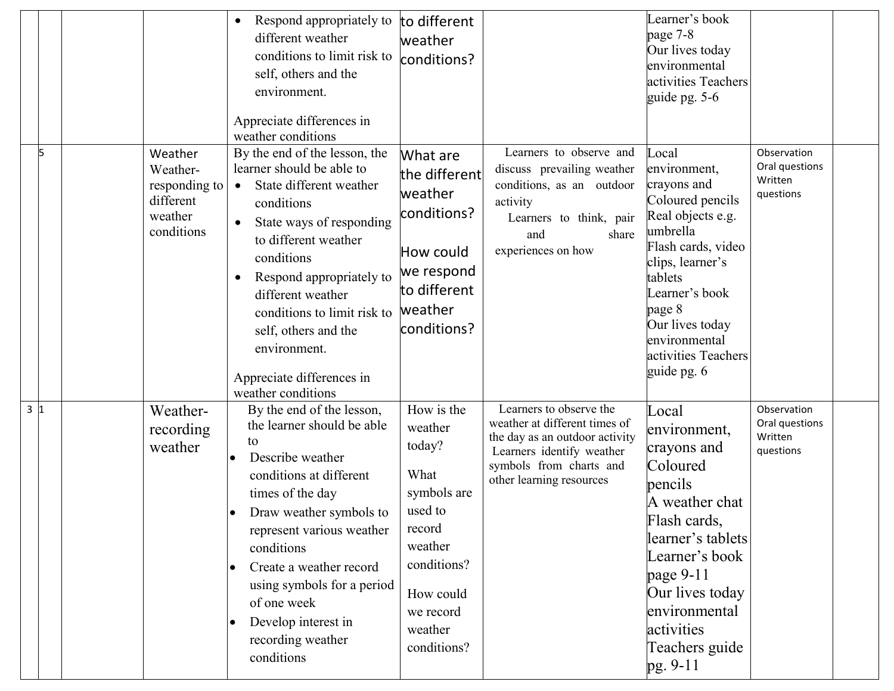| | | | | | | | | | |
|---|---|---|---|---|---|---|---|---|---|
| | | | | • Respond appropriately to different weather conditions to limit risk to self, others and the environment.<br><br>Appreciate differences in weather conditions | to different weather conditions? | | Learner's book page 7-8<br>Our lives today environmental activities Teachers guide pg. 5-6 | | |
| | 5 | | Weather Weather-responding to different weather conditions | By the end of the lesson, the learner should be able to<br>• State different weather conditions<br>• State ways of responding to different weather conditions<br>• Respond appropriately to different weather conditions to limit risk to self, others and the environment.<br><br>Appreciate differences in weather conditions | What are the different weather conditions?<br><br>How could we respond to different weather conditions? | Learners to observe and discuss prevailing weather conditions, as an outdoor activity<br>Learners to think, pair and share experiences on how | Local environment, crayons and Coloured pencils<br>Real objects e.g. umbrella<br>Flash cards, video clips, learner's tablets<br>Learner's book page 8<br>Our lives today environmental activities Teachers guide pg. 6 | Observation<br>Oral questions<br>Written questions | |
| 3 | 1 | | Weather-recording weather | By the end of the lesson, the learner should be able to<br>• Describe weather conditions at different times of the day<br>• Draw weather symbols to represent various weather conditions<br>• Create a weather record using symbols for a period of one week<br>• Develop interest in recording weather conditions | How is the weather today?<br><br>What symbols are used to record weather conditions?<br><br>How could we record weather conditions? | Learners to observe the weather at different times of the day as an outdoor activity<br>Learners identify weather symbols from charts and other learning resources | Local environment, crayons and Coloured pencils<br>A weather chat<br>Flash cards, learner's tablets<br>Learner's book page 9-11<br>Our lives today environmental activities Teachers guide pg. 9-11 | Observation<br>Oral questions<br>Written questions | |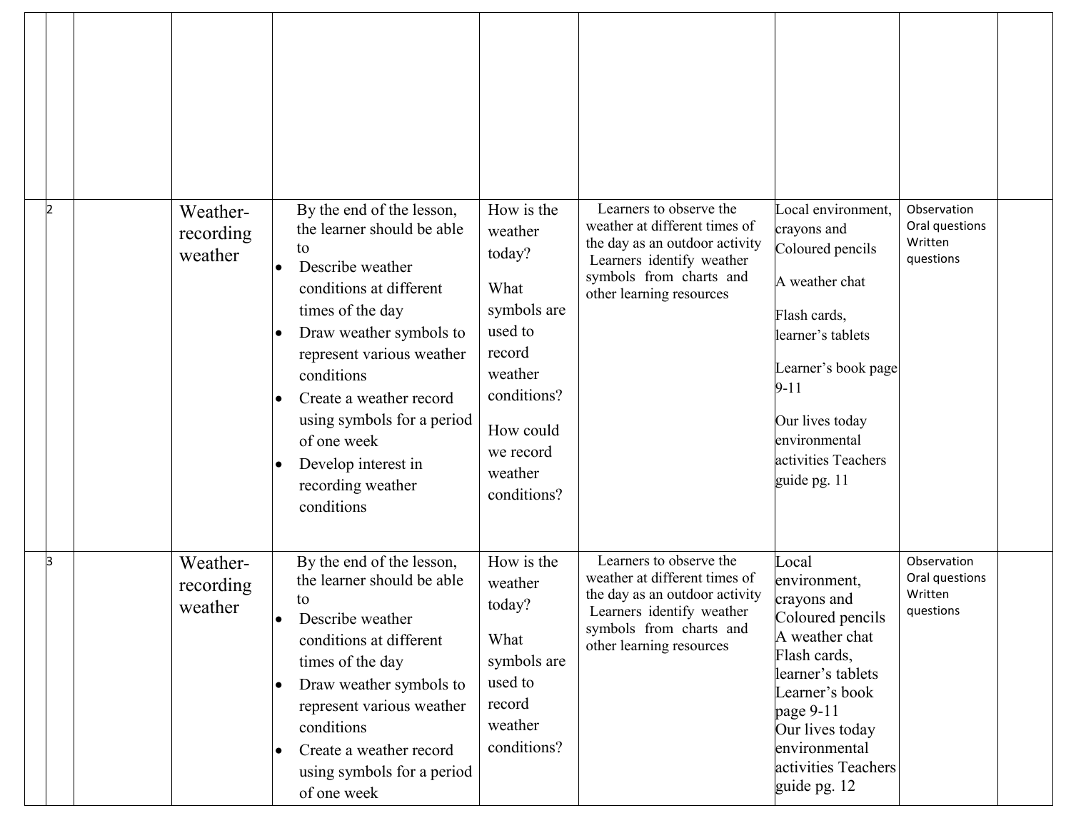| | | | | | | | | | |
|---|---|---|---|---|---|---|---|---|---|
| | | | | | | | | | |
| | 2 | | Weather-recording weather | By the end of the lesson, the learner should be able to<br>• Describe weather conditions at different times of the day<br>• Draw weather symbols to represent various weather conditions<br>• Create a weather record using symbols for a period of one week<br>• Develop interest in recording weather conditions | How is the weather today?<br>What symbols are used to record weather conditions?<br>How could we record weather conditions? | Learners to observe the weather at different times of the day as an outdoor activity<br>Learners identify weather symbols from charts and other learning resources | Local environment, crayons and Coloured pencils<br>A weather chat<br>Flash cards, learner's tablets<br>Learner's book page 9-11<br>Our lives today environmental activities Teachers guide pg. 11 | Observation<br>Oral questions<br>Written questions | |
| | 3 | | Weather-recording weather | By the end of the lesson, the learner should be able to<br>• Describe weather conditions at different times of the day<br>• Draw weather symbols to represent various weather conditions<br>• Create a weather record using symbols for a period of one week | How is the weather today?<br>What symbols are used to record weather conditions? | Learners to observe the weather at different times of the day as an outdoor activity<br>Learners identify weather symbols from charts and other learning resources | Local environment, crayons and Coloured pencils<br>A weather chat<br>Flash cards, learner's tablets<br>Learner's book page 9-11<br>Our lives today environmental activities Teachers guide pg. 12 | Observation<br>Oral questions<br>Written questions | |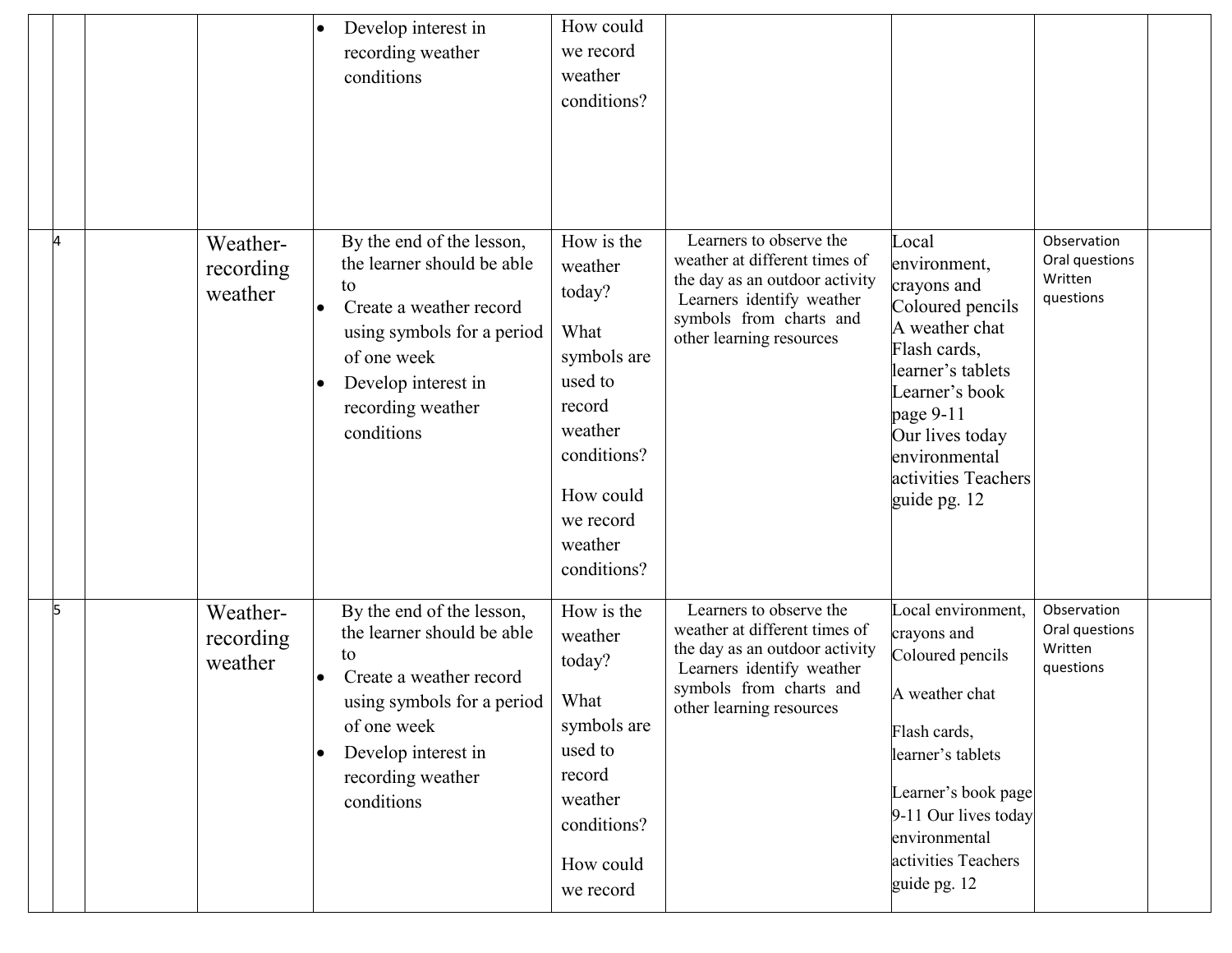| | | | | | | | | | |
|---|---|---|---|---|---|---|---|---|---|
| | | | | • Develop interest in recording weather conditions | How could we record weather conditions? | | | | |
| | 4 | | Weather-recording weather | By the end of the lesson, the learner should be able to<br>• Create a weather record using symbols for a period of one week<br>• Develop interest in recording weather conditions | How is the weather today?<br><br>What symbols are used to record weather conditions?<br><br>How could we record weather conditions? | Learners to observe the weather at different times of the day as an outdoor activity<br>Learners identify weather symbols from charts and other learning resources | Local environment, crayons and Coloured pencils<br>A weather chat<br>Flash cards, learner's tablets<br>Learner's book page 9-11<br>Our lives today environmental activities Teachers guide pg. 12 | Observation<br>Oral questions<br>Written questions | |
| | 5 | | Weather-recording weather | By the end of the lesson, the learner should be able to<br>• Create a weather record using symbols for a period of one week<br>• Develop interest in recording weather conditions | How is the weather today?<br><br>What symbols are used to record weather conditions?<br><br>How could we record | Learners to observe the weather at different times of the day as an outdoor activity<br>Learners identify weather symbols from charts and other learning resources | Local environment, crayons and Coloured pencils<br><br>A weather chat<br><br>Flash cards, learner's tablets<br><br>Learner's book page 9-11 Our lives today environmental activities Teachers guide pg. 12 | Observation<br>Oral questions<br>Written questions | |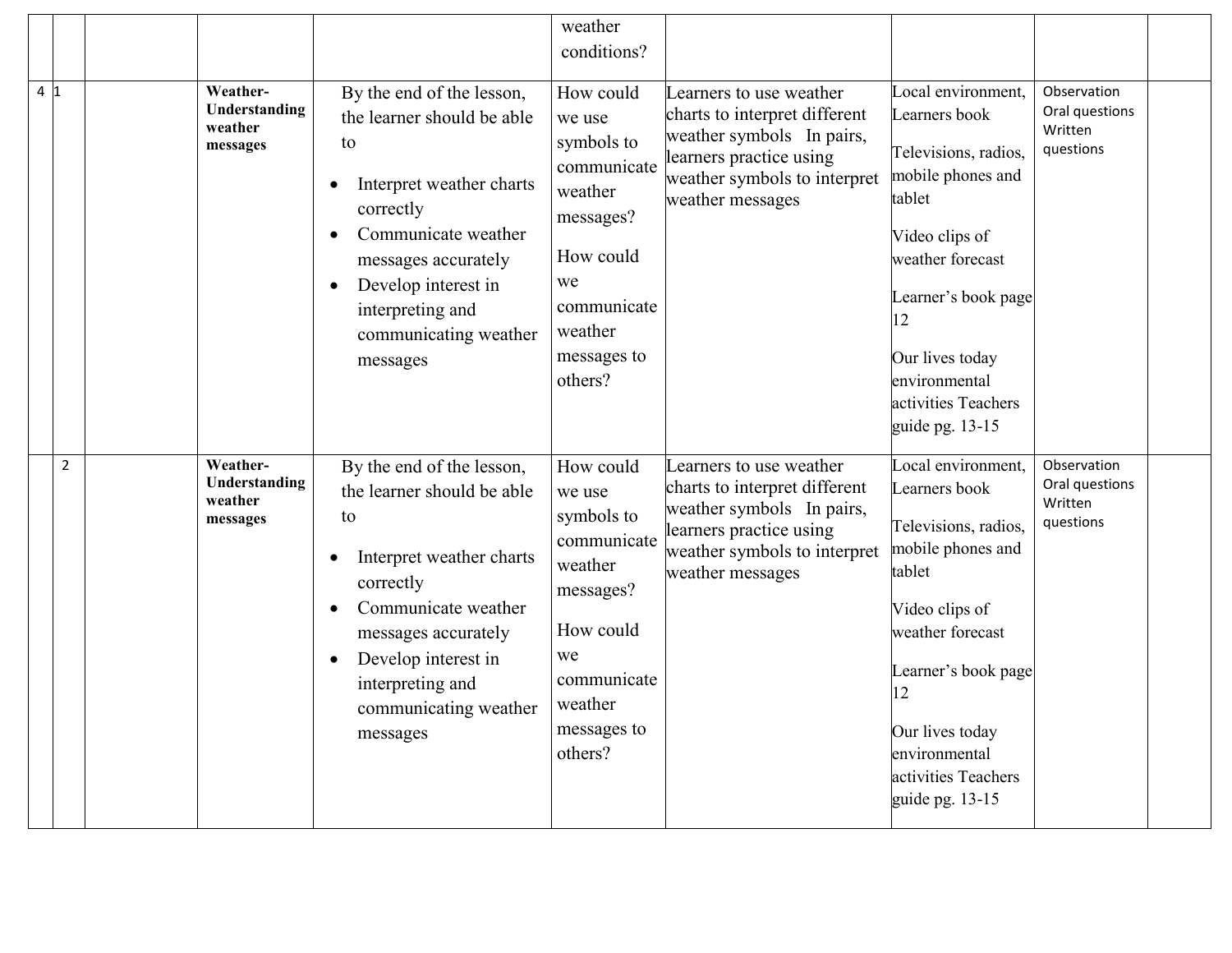| | | | | | weather conditions? | | | | |
|---|---|---|---|---|---|---|---|---|---|
| 4 | 1 | | **Weather- Understanding weather messages** | By the end of the lesson, the learner should be able to<br><br>• Interpret weather charts correctly<br>• Communicate weather messages accurately<br>• Develop interest in interpreting and communicating weather messages | How could we use symbols to communicate weather messages?<br><br>How could we communicate weather messages to others? | Learners to use weather charts to interpret different weather symbols In pairs, learners practice using weather symbols to interpret weather messages | Local environment, Learners book<br><br>Televisions, radios, mobile phones and tablet<br><br>Video clips of weather forecast<br><br>Learner's book page 12<br><br>Our lives today environmental activities Teachers guide pg. 13-15 | Observation<br>Oral questions<br>Written questions | |
| | 2 | | **Weather- Understanding weather messages** | By the end of the lesson, the learner should be able to<br><br>• Interpret weather charts correctly<br>• Communicate weather messages accurately<br>• Develop interest in interpreting and communicating weather messages | How could we use symbols to communicate weather messages?<br><br>How could we communicate weather messages to others? | Learners to use weather charts to interpret different weather symbols In pairs, learners practice using weather symbols to interpret weather messages | Local environment, Learners book<br><br>Televisions, radios, mobile phones and tablet<br><br>Video clips of weather forecast<br><br>Learner's book page 12<br><br>Our lives today environmental activities Teachers guide pg. 13-15 | Observation<br>Oral questions<br>Written questions | |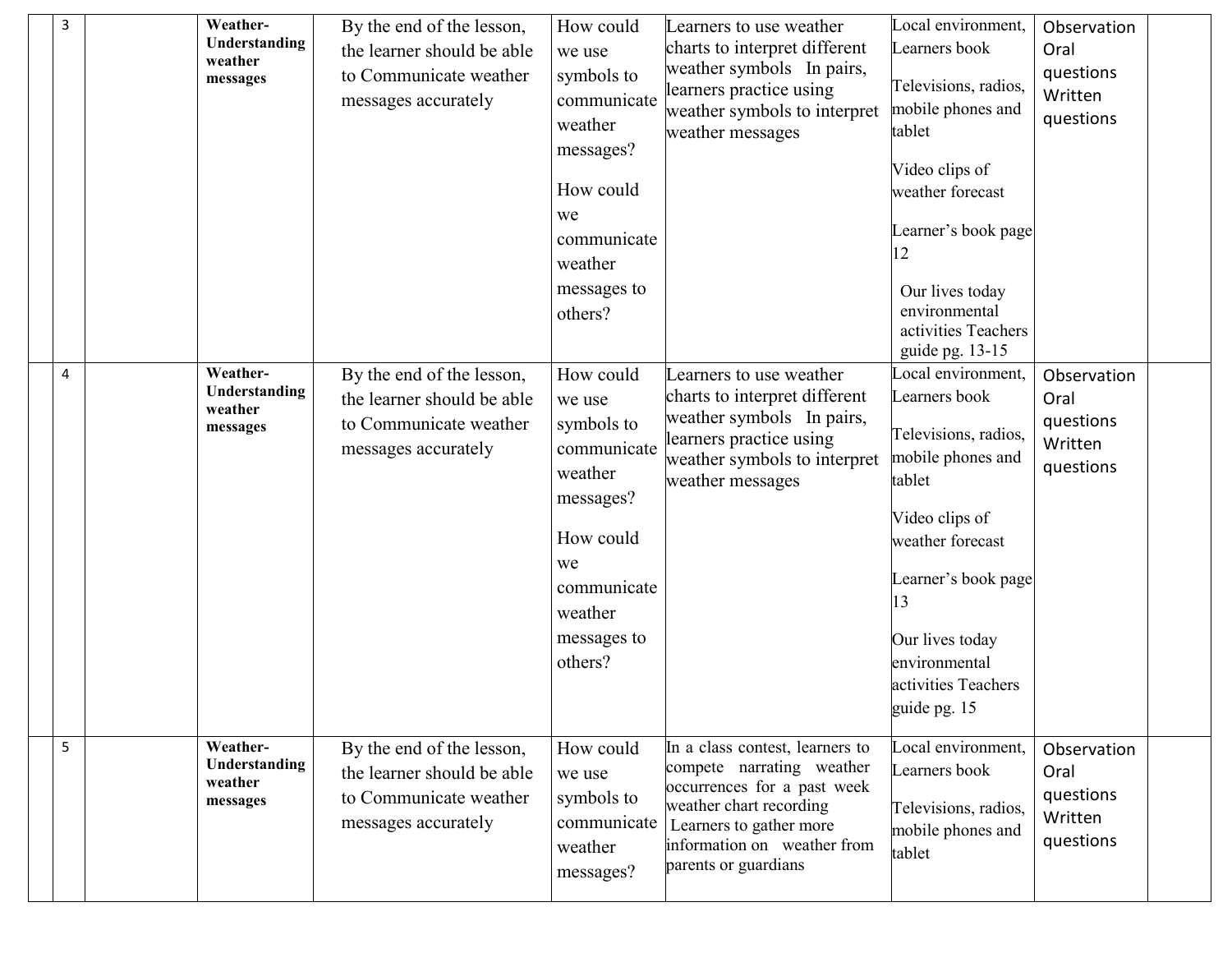|  |  |  |  |  |  |  |  |  |  |
|---|---|---|---|---|---|---|---|---|---|
|  | 3 |  | **Weather-Understanding weather messages** | By the end of the lesson, the learner should be able to Communicate weather messages accurately | How could we use symbols to communicate weather messages?<br><br>How could we communicate weather messages to others? | Learners to use weather charts to interpret different weather symbols In pairs, learners practice using weather symbols to interpret weather messages | Local environment, Learners book<br><br>Televisions, radios, mobile phones and tablet<br><br>Video clips of weather forecast<br><br>Learner's book page 12<br><br>Our lives today environmental activities Teachers guide pg. 13-15 | Observation Oral questions Written questions |  |
|  | 4 |  | **Weather-Understanding weather messages** | By the end of the lesson, the learner should be able to Communicate weather messages accurately | How could we use symbols to communicate weather messages?<br><br>How could we communicate weather messages to others? | Learners to use weather charts to interpret different weather symbols In pairs, learners practice using weather symbols to interpret weather messages | Local environment, Learners book<br><br>Televisions, radios, mobile phones and tablet<br><br>Video clips of weather forecast<br><br>Learner's book page 13<br><br>Our lives today environmental activities Teachers guide pg. 15 | Observation Oral questions Written questions |  |
|  | 5 |  | **Weather-Understanding weather messages** | By the end of the lesson, the learner should be able to Communicate weather messages accurately | How could we use symbols to communicate weather messages? | In a class contest, learners to compete narrating weather occurrences for a past week weather chart recording<br>Learners to gather more information on weather from parents or guardians | Local environment, Learners book<br><br>Televisions, radios, mobile phones and tablet | Observation Oral questions Written questions |  |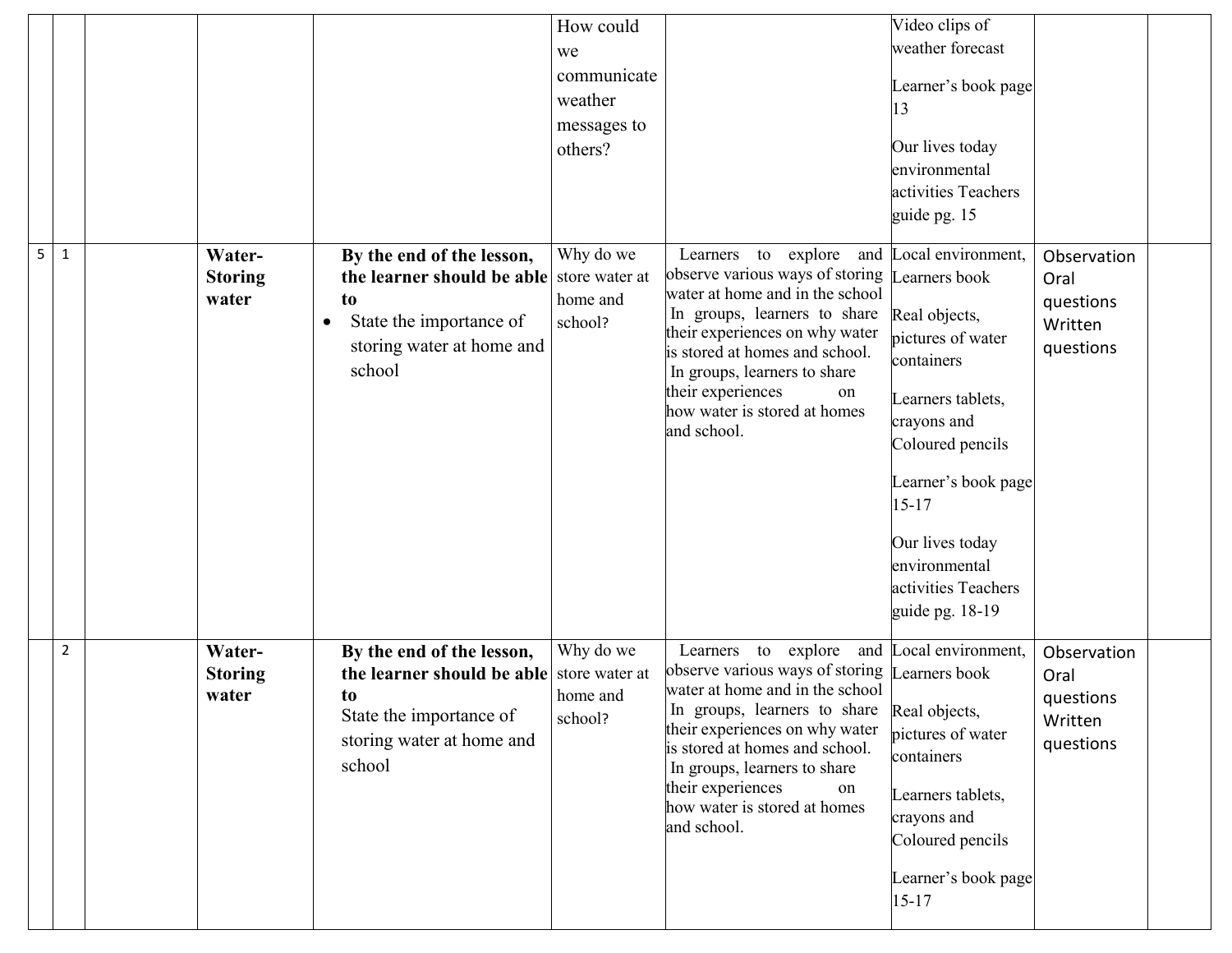| | | | | | | | | | |
|---|---|---|---|---|---|---|---|---|---|
| | | | | | How could we communicate weather messages to others? | | Video clips of weather forecast<br><br>Learner's book page 13<br><br>Our lives today environmental activities Teachers guide pg. 15 | | |
| 5 | 1 | | **Water- Storing water** | **By the end of the lesson, the learner should be able to**<br>• State the importance of storing water at home and school | Why do we store water at home and school? | Learners to explore and observe various ways of storing water at home and in the school<br>In groups, learners to share their experiences on why water is stored at homes and school.<br>In groups, learners to share their experiences on how water is stored at homes and school. | Local environment, Learners book<br><br>Real objects, pictures of water containers<br><br>Learners tablets, crayons and Coloured pencils<br><br>Learner's book page 15-17<br><br>Our lives today environmental activities Teachers guide pg. 18-19 | Observation<br>Oral questions<br>Written questions | |
| | 2 | | **Water- Storing water** | **By the end of the lesson, the learner should be able to**<br>State the importance of storing water at home and school | Why do we store water at home and school? | Learners to explore and observe various ways of storing water at home and in the school<br>In groups, learners to share their experiences on why water is stored at homes and school.<br>In groups, learners to share their experiences on how water is stored at homes and school. | Local environment, Learners book<br><br>Real objects, pictures of water containers<br><br>Learners tablets, crayons and Coloured pencils<br><br>Learner's book page 15-17 | Observation<br>Oral questions<br>Written questions | |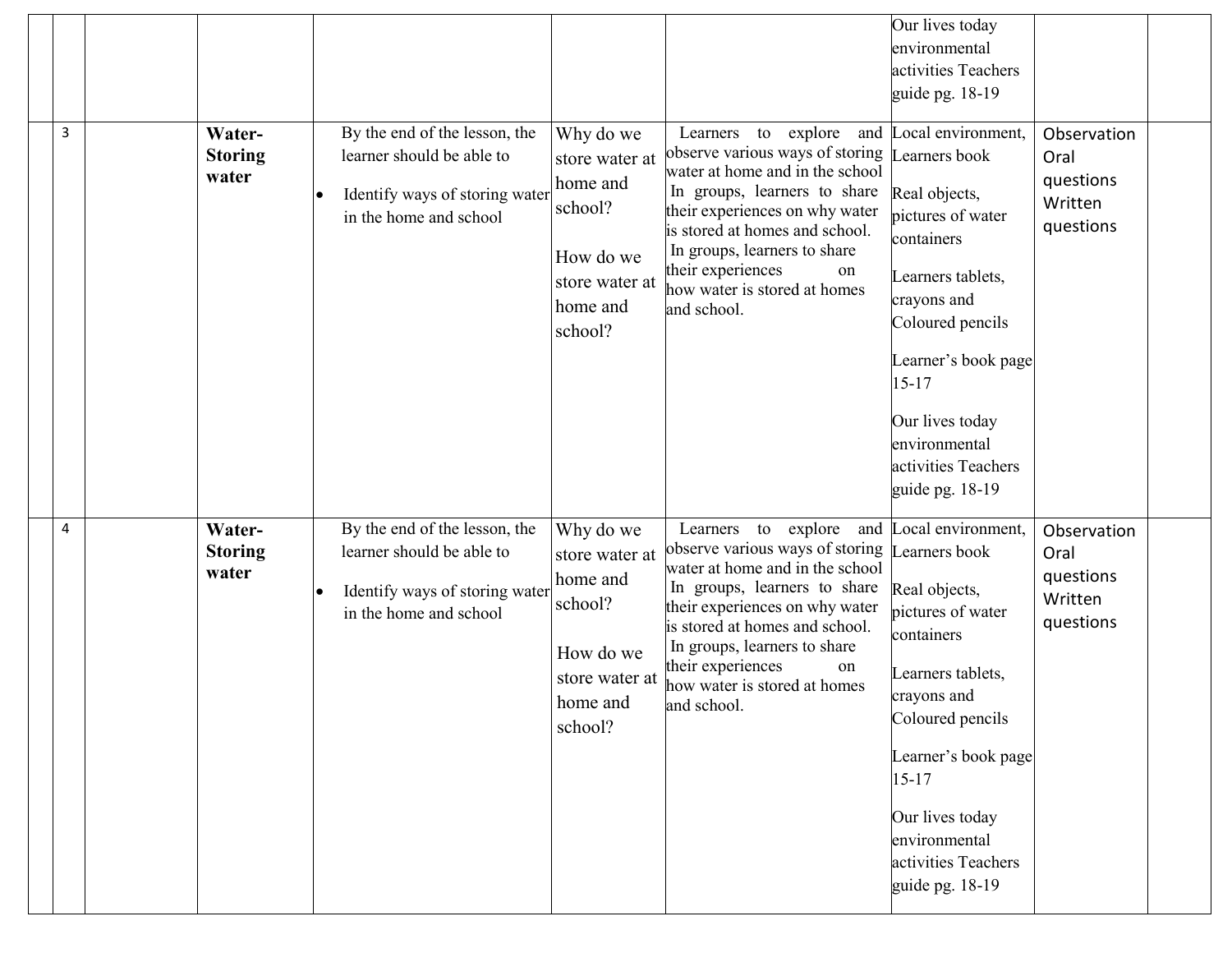| | | | | | | | Our lives today environmental activities Teachers guide pg. 18-19 | | |
|---|---|---|---|---|---|---|---|---|---|
| | 3 | | **Water- Storing water** | By the end of the lesson, the learner should be able to<br>• Identify ways of storing water in the home and school | Why do we store water at home and school?<br><br>How do we store water at home and school? | Learners to explore and observe various ways of storing water at home and in the school<br>In groups, learners to share their experiences on why water is stored at homes and school.<br>In groups, learners to share their experiences on how water is stored at homes and school. | Local environment, Learners book<br><br>Real objects, pictures of water containers<br><br>Learners tablets, crayons and Coloured pencils<br><br>Learner's book page 15-17<br><br>Our lives today environmental activities Teachers guide pg. 18-19 | Observation<br>Oral questions<br>Written questions | |
| | 4 | | **Water- Storing water** | By the end of the lesson, the learner should be able to<br>• Identify ways of storing water in the home and school | Why do we store water at home and school?<br><br>How do we store water at home and school? | Learners to explore and observe various ways of storing water at home and in the school<br>In groups, learners to share their experiences on why water is stored at homes and school.<br>In groups, learners to share their experiences on how water is stored at homes and school. | Local environment, Learners book<br><br>Real objects, pictures of water containers<br><br>Learners tablets, crayons and Coloured pencils<br><br>Learner's book page 15-17<br><br>Our lives today environmental activities Teachers guide pg. 18-19 | Observation<br>Oral questions<br>Written questions | |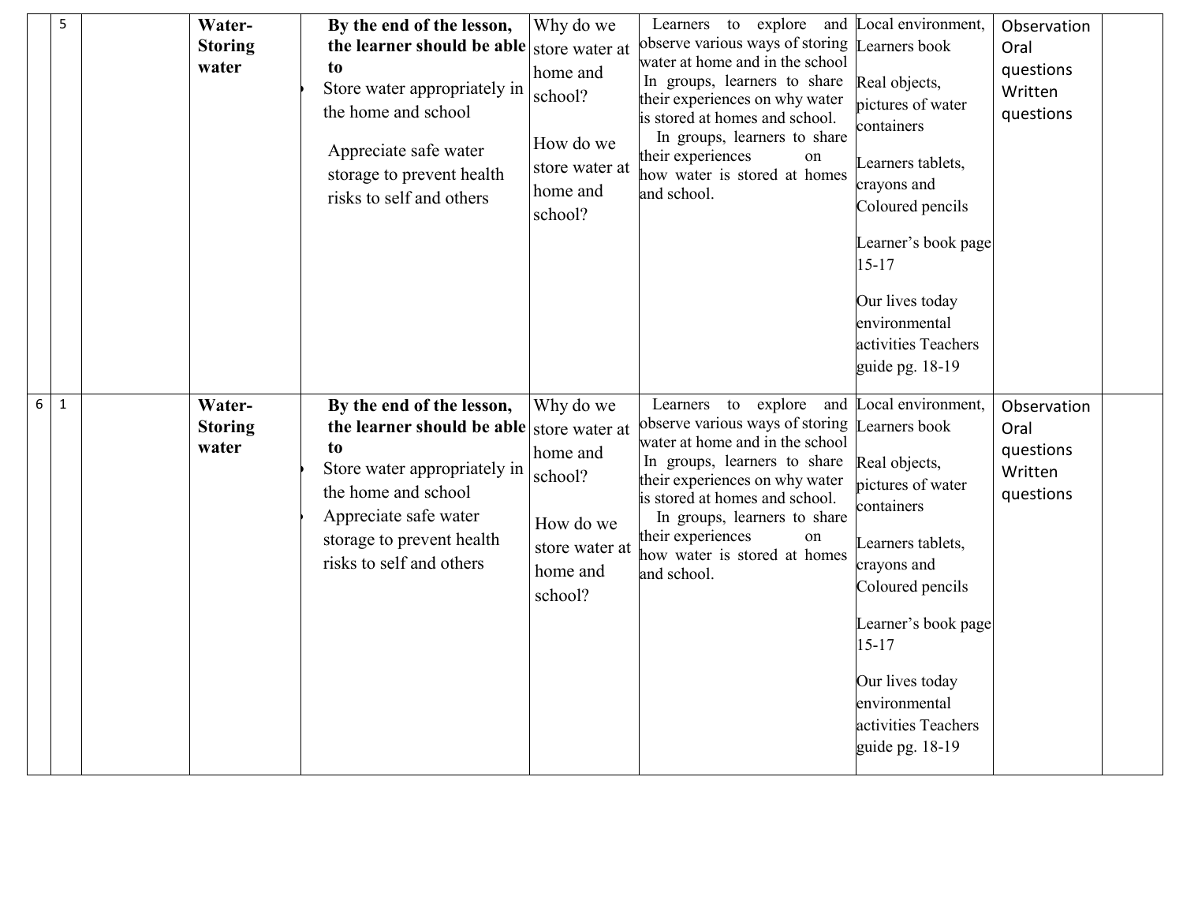| | | | | | | | | | |
|---|---|---|---|---|---|---|---|---|---|
| | 5 | | **Water-Storing water** | **By the end of the lesson, the learner should be able to**<br>• Store water appropriately in the home and school<br>Appreciate safe water storage to prevent health risks to self and others | Why do we store water at home and school?<br><br>How do we store water at home and school? | Learners to explore and observe various ways of storing water at home and in the school<br>In groups, learners to share their experiences on why water is stored at homes and school.<br>In groups, learners to share their experiences on how water is stored at homes and school. | Local environment, Learners book<br><br>Real objects, pictures of water containers<br><br>Learners tablets, crayons and Coloured pencils<br><br>Learner's book page 15-17<br><br>Our lives today environmental activities Teachers guide pg. 18-19 | Observation<br>Oral questions<br>Written questions | |
| 6 | 1 | | **Water-Storing water** | **By the end of the lesson, the learner should be able to**<br>• Store water appropriately in the home and school<br>• Appreciate safe water storage to prevent health risks to self and others | Why do we store water at home and school?<br><br>How do we store water at home and school? | Learners to explore and observe various ways of storing water at home and in the school<br>In groups, learners to share their experiences on why water is stored at homes and school.<br>In groups, learners to share their experiences on how water is stored at homes and school. | Local environment, Learners book<br><br>Real objects, pictures of water containers<br><br>Learners tablets, crayons and Coloured pencils<br><br>Learner's book page 15-17<br><br>Our lives today environmental activities Teachers guide pg. 18-19 | Observation<br>Oral questions<br>Written questions | |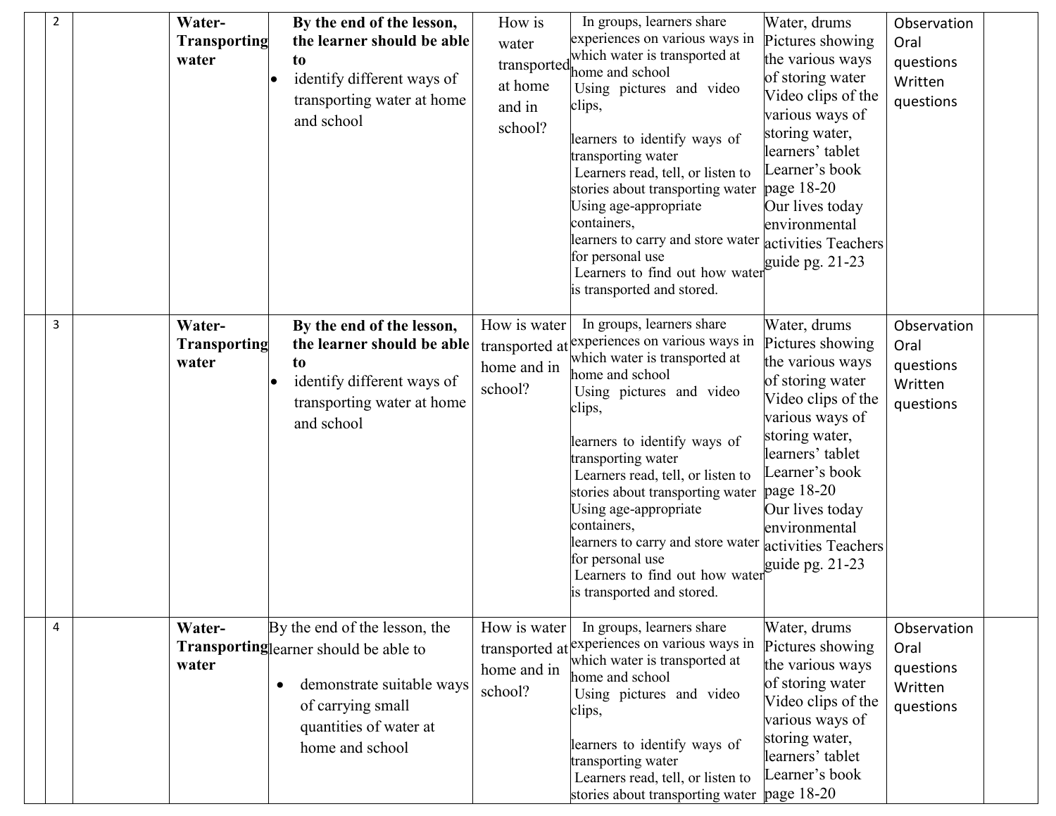| | 2 | | **Water-Transporting water** | **By the end of the lesson, the learner should be able to**<br>• identify different ways of transporting water at home and school | How is water transported at home and in school? | In groups, learners share experiences on various ways in which water is transported at home and school<br>Using pictures and video clips,<br><br>learners to identify ways of transporting water<br>Learners read, tell, or listen to stories about transporting water<br>Using age-appropriate containers,<br>learners to carry and store water for personal use<br>Learners to find out how water is transported and stored. | Water, drums<br>Pictures showing the various ways of storing water<br>Video clips of the various ways of storing water, learners' tablet<br>Learner's book page 18-20<br>Our lives today environmental activities Teachers guide pg. 21-23 | Observation<br>Oral questions<br>Written questions | |
|---|---|---|---|---|---|---|---|---|---|
| | 3 | | **Water-Transporting water** | **By the end of the lesson, the learner should be able to**<br>• identify different ways of transporting water at home and school | How is water transported at home and in school? | In groups, learners share experiences on various ways in which water is transported at home and school<br>Using pictures and video clips,<br><br>learners to identify ways of transporting water<br>Learners read, tell, or listen to stories about transporting water<br>Using age-appropriate containers,<br>learners to carry and store water for personal use<br>Learners to find out how water is transported and stored. | Water, drums<br>Pictures showing the various ways of storing water<br>Video clips of the various ways of storing water, learners' tablet<br>Learner's book page 18-20<br>Our lives today environmental activities Teachers guide pg. 21-23 | Observation<br>Oral questions<br>Written questions | |
| | 4 | | **Water-Transporting water** | By the end of the lesson, the learner should be able to<br>• demonstrate suitable ways of carrying small quantities of water at home and school | How is water transported at home and in school? | In groups, learners share experiences on various ways in which water is transported at home and school<br>Using pictures and video clips,<br><br>learners to identify ways of transporting water<br>Learners read, tell, or listen to stories about transporting water | Water, drums<br>Pictures showing the various ways of storing water<br>Video clips of the various ways of storing water, learners' tablet<br>Learner's book page 18-20 | Observation<br>Oral questions<br>Written questions | |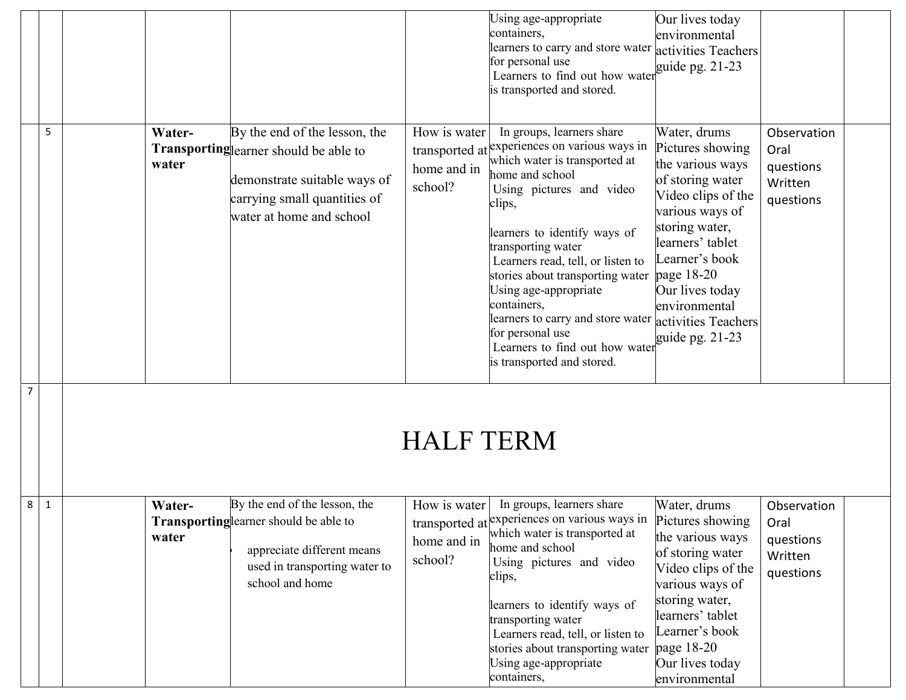| | | | | | | | | | |
|---|---|---|---|---|---|---|---|---|---|
| | | | | | | Using age-appropriate containers, learners to carry and store water for personal use Learners to find out how water is transported and stored. | Our lives today environmental activities Teachers guide pg. 21-23 | | |
| | 5 | | **Water-Transporting water** | By the end of the lesson, the learner should be able to demonstrate suitable ways of carrying small quantities of water at home and school | How is water transported at home and in school? | In groups, learners share experiences on various ways in which water is transported at home and school Using pictures and video clips, learners to identify ways of transporting water Learners read, tell, or listen to stories about transporting water Using age-appropriate containers, learners to carry and store water for personal use Learners to find out how water is transported and stored. | Water, drums Pictures showing the various ways of storing water Video clips of the various ways of storing water, learners' tablet Learner's book page 18-20 Our lives today environmental activities Teachers guide pg. 21-23 | Observation Oral questions Written questions | |
| 7 | | HALF TERM | | | | | | | |
| 8 | 1 | | **Water-Transporting water** | By the end of the lesson, the learner should be able to • appreciate different means used in transporting water to school and home | How is water transported at home and in school? | In groups, learners share experiences on various ways in which water is transported at home and school Using pictures and video clips, learners to identify ways of transporting water Learners read, tell, or listen to stories about transporting water Using age-appropriate containers, | Water, drums Pictures showing the various ways of storing water Video clips of the various ways of storing water, learners' tablet Learner's book page 18-20 Our lives today environmental | Observation Oral questions Written questions | |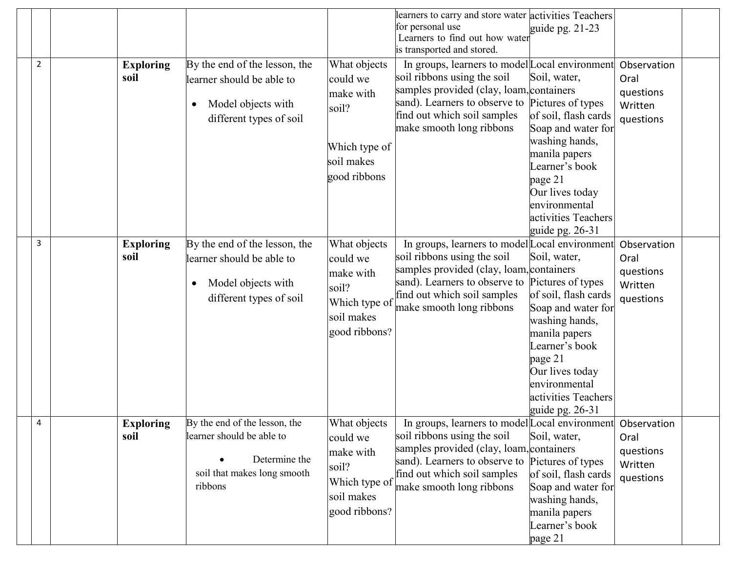|  |  |  |  |  |  | learners to carry and store water for personal use<br>Learners to find out how water is transported and stored. | activities Teachers guide pg. 21-23 |  |  |
|---|---|---|---|---|---|---|---|---|---|
|  | 2 |  | **Exploring soil** | By the end of the lesson, the learner should be able to<br>• Model objects with different types of soil | What objects could we make with soil?<br><br>Which type of soil makes good ribbons | In groups, learners to model soil ribbons using the soil samples provided (clay, loam, sand). Learners to observe to find out which soil samples make smooth long ribbons | Local environment Soil, water, containers Pictures of types of soil, flash cards Soap and water for washing hands, manila papers Learner's book page 21 Our lives today environmental activities Teachers guide pg. 26-31 | Observation Oral questions Written questions |  |
|  | 3 |  | **Exploring soil** | By the end of the lesson, the learner should be able to<br>• Model objects with different types of soil | What objects could we make with soil?<br>Which type of soil makes good ribbons? | In groups, learners to model soil ribbons using the soil samples provided (clay, loam, sand). Learners to observe to find out which soil samples make smooth long ribbons | Local environment Soil, water, containers Pictures of types of soil, flash cards Soap and water for washing hands, manila papers Learner's book page 21 Our lives today environmental activities Teachers guide pg. 26-31 | Observation Oral questions Written questions |  |
|  | 4 |  | **Exploring soil** | By the end of the lesson, the learner should be able to<br>• Determine the soil that makes long smooth ribbons | What objects could we make with soil?<br>Which type of soil makes good ribbons? | In groups, learners to model soil ribbons using the soil samples provided (clay, loam, sand). Learners to observe to find out which soil samples make smooth long ribbons | Local environment Soil, water, containers Pictures of types of soil, flash cards Soap and water for washing hands, manila papers Learner's book page 21 | Observation Oral questions Written questions |  |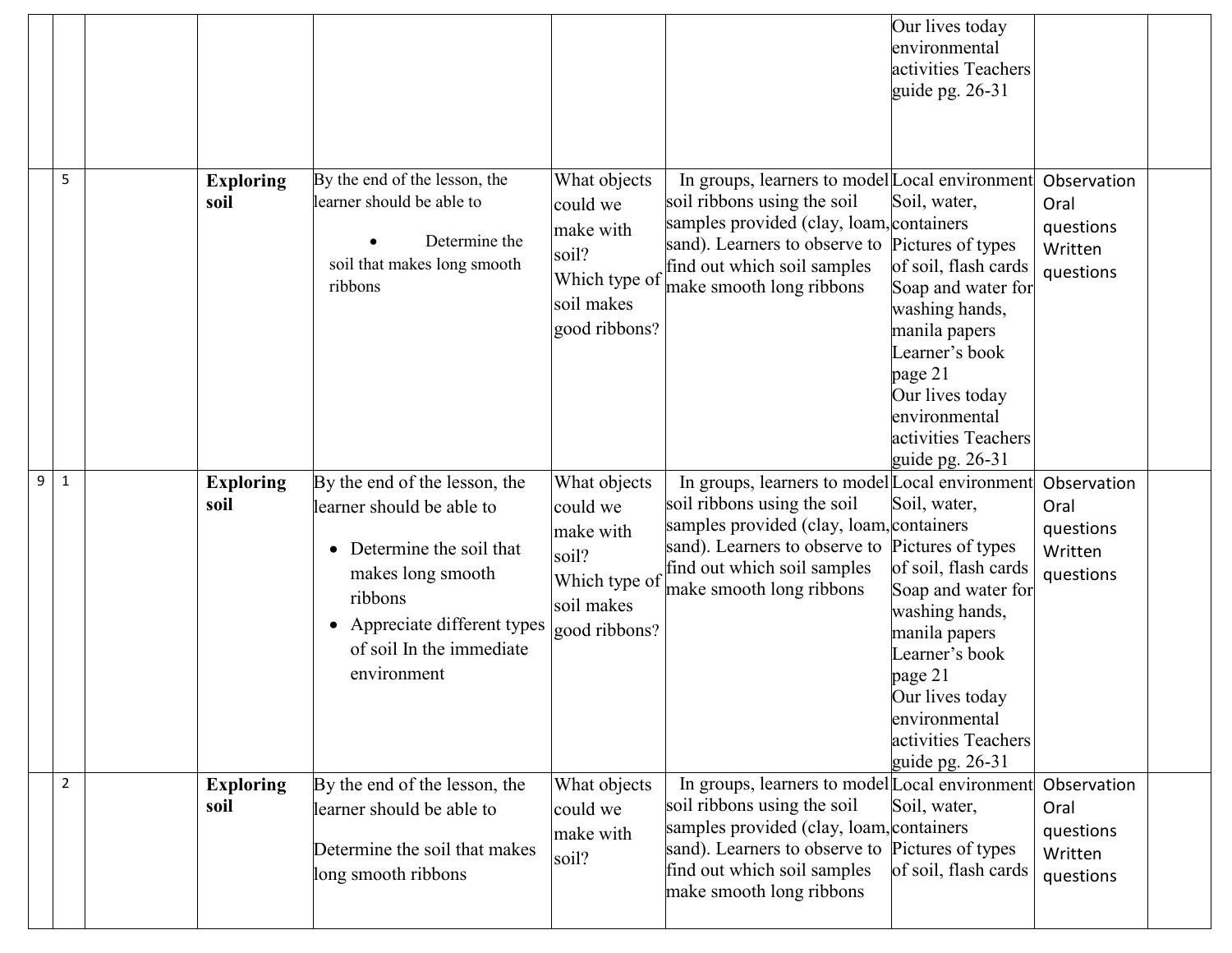| | | | | | | | | | |
|---|---|---|---|---|---|---|---|---|---|
| | | | | | | | Our lives today environmental activities Teachers guide pg. 26-31 | | |
| | 5 | | **Exploring soil** | By the end of the lesson, the learner should be able to<br>• Determine the soil that makes long smooth ribbons | What objects could we make with soil?<br>Which type of soil makes good ribbons? | In groups, learners to model soil ribbons using the soil samples provided (clay, loam, sand). Learners to observe to find out which soil samples make smooth long ribbons | Local environment<br>Soil, water, containers<br>Pictures of types of soil, flash cards<br>Soap and water for washing hands, manila papers<br>Learner's book page 21<br>Our lives today environmental activities Teachers guide pg. 26-31 | Observation<br>Oral questions<br>Written questions | |
| 9 | 1 | | **Exploring soil** | By the end of the lesson, the learner should be able to<br>• Determine the soil that makes long smooth ribbons<br>• Appreciate different types of soil In the immediate environment | What objects could we make with soil?<br>Which type of soil makes good ribbons? | In groups, learners to model soil ribbons using the soil samples provided (clay, loam, sand). Learners to observe to find out which soil samples make smooth long ribbons | Local environment<br>Soil, water, containers<br>Pictures of types of soil, flash cards<br>Soap and water for washing hands, manila papers<br>Learner's book page 21<br>Our lives today environmental activities Teachers guide pg. 26-31 | Observation<br>Oral questions<br>Written questions | |
| | 2 | | **Exploring soil** | By the end of the lesson, the learner should be able to<br>Determine the soil that makes long smooth ribbons | What objects could we make with soil? | In groups, learners to model soil ribbons using the soil samples provided (clay, loam, sand). Learners to observe to find out which soil samples make smooth long ribbons | Local environment<br>Soil, water, containers<br>Pictures of types of soil, flash cards | Observation<br>Oral questions<br>Written questions | |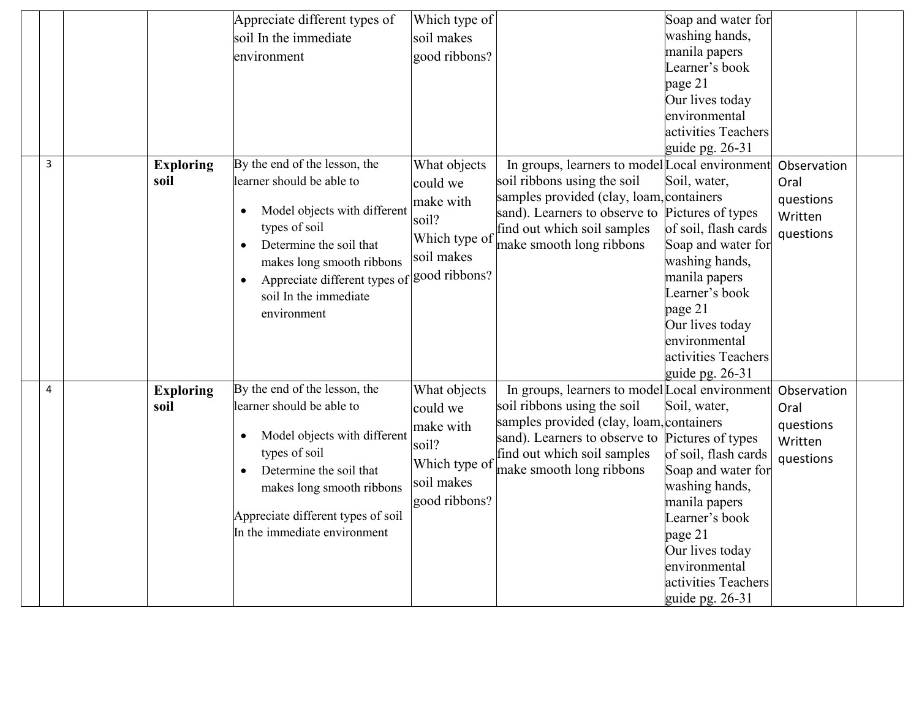| | | | | | | | | | |
|---|---|---|---|---|---|---|---|---|---|
| | | | | Appreciate different types of soil In the immediate environment | Which type of soil makes good ribbons? | | Soap and water for washing hands, manila papers Learner's book page 21 Our lives today environmental activities Teachers guide pg. 26-31 | | |
| | 3 | | **Exploring soil** | By the end of the lesson, the learner should be able to <br>• Model objects with different types of soil <br>• Determine the soil that makes long smooth ribbons <br>• Appreciate different types of soil In the immediate environment | What objects could we make with soil? Which type of soil makes good ribbons? | In groups, learners to model soil ribbons using the soil samples provided (clay, loam, sand). Learners to observe to find out which soil samples make smooth long ribbons | Local environment Soil, water, containers Pictures of types of soil, flash cards Soap and water for washing hands, manila papers Learner's book page 21 Our lives today environmental activities Teachers guide pg. 26-31 | Observation Oral questions Written questions | |
| | 4 | | **Exploring soil** | By the end of the lesson, the learner should be able to <br>• Model objects with different types of soil <br>• Determine the soil that makes long smooth ribbons <br>Appreciate different types of soil In the immediate environment | What objects could we make with soil? Which type of soil makes good ribbons? | In groups, learners to model soil ribbons using the soil samples provided (clay, loam, sand). Learners to observe to find out which soil samples make smooth long ribbons | Local environment Soil, water, containers Pictures of types of soil, flash cards Soap and water for washing hands, manila papers Learner's book page 21 Our lives today environmental activities Teachers guide pg. 26-31 | Observation Oral questions Written questions | |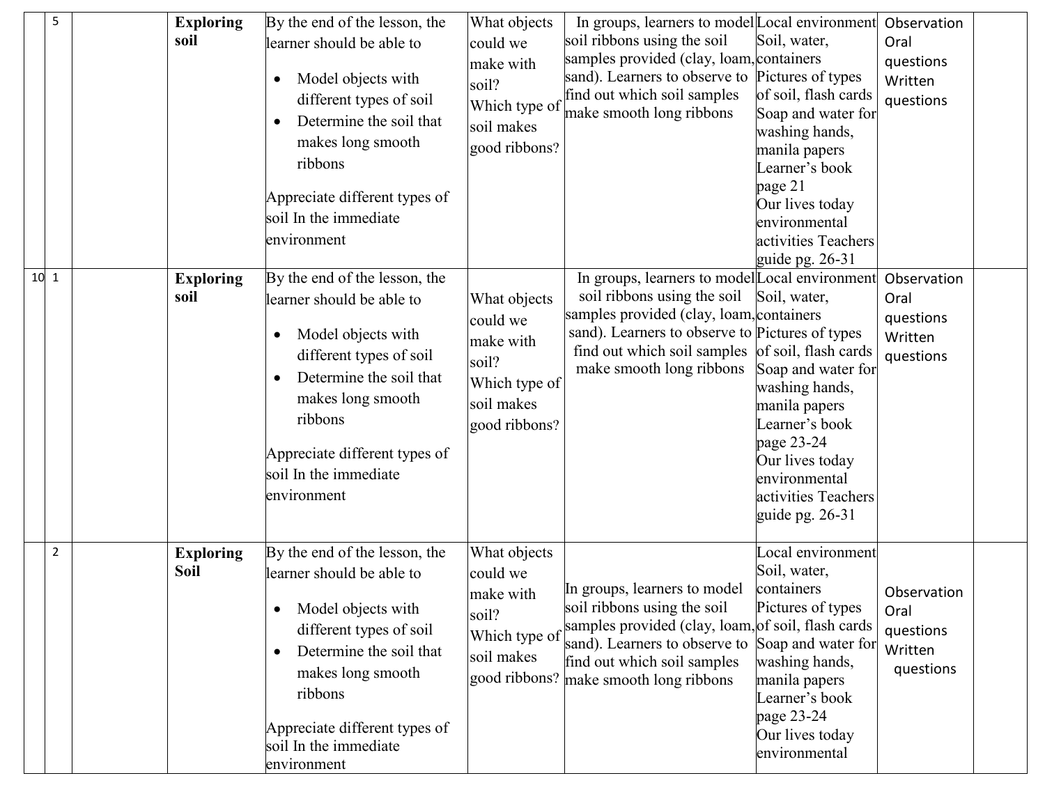| | 5 | | **Exploring soil** | By the end of the lesson, the learner should be able to<br>• Model objects with different types of soil<br>• Determine the soil that makes long smooth ribbons<br><br>Appreciate different types of soil In the immediate environment | What objects could we make with soil?<br>Which type of soil makes good ribbons? | In groups, learners to model soil ribbons using the soil samples provided (clay, loam, sand). Learners to observe to find out which soil samples make smooth long ribbons | Local environment Soil, water, containers Pictures of types of soil, flash cards Soap and water for washing hands, manila papers Learner's book page 21 Our lives today environmental activities Teachers guide pg. 26-31 | Observation Oral questions Written questions | |
|---|---|---|---|---|---|---|---|---|---|
| 10 | 1 | | **Exploring soil** | By the end of the lesson, the learner should be able to<br>• Model objects with different types of soil<br>• Determine the soil that makes long smooth ribbons<br><br>Appreciate different types of soil In the immediate environment | What objects could we make with soil?<br>Which type of soil makes good ribbons? | In groups, learners to model soil ribbons using the soil samples provided (clay, loam, sand). Learners to observe to find out which soil samples make smooth long ribbons | Local environment Soil, water, containers Pictures of types of soil, flash cards Soap and water for washing hands, manila papers Learner's book page 23-24 Our lives today environmental activities Teachers guide pg. 26-31 | Observation Oral questions Written questions | |
| | 2 | | **Exploring Soil** | By the end of the lesson, the learner should be able to<br>• Model objects with different types of soil<br>• Determine the soil that makes long smooth ribbons<br><br>Appreciate different types of soil In the immediate environment | What objects could we make with soil?<br>Which type of soil makes good ribbons? | In groups, learners to model soil ribbons using the soil samples provided (clay, loam, sand). Learners to observe to find out which soil samples make smooth long ribbons | Local environment Soil, water, containers Pictures of types of soil, flash cards Soap and water for washing hands, manila papers Learner's book page 23-24 Our lives today environmental | Observation Oral questions Written questions | |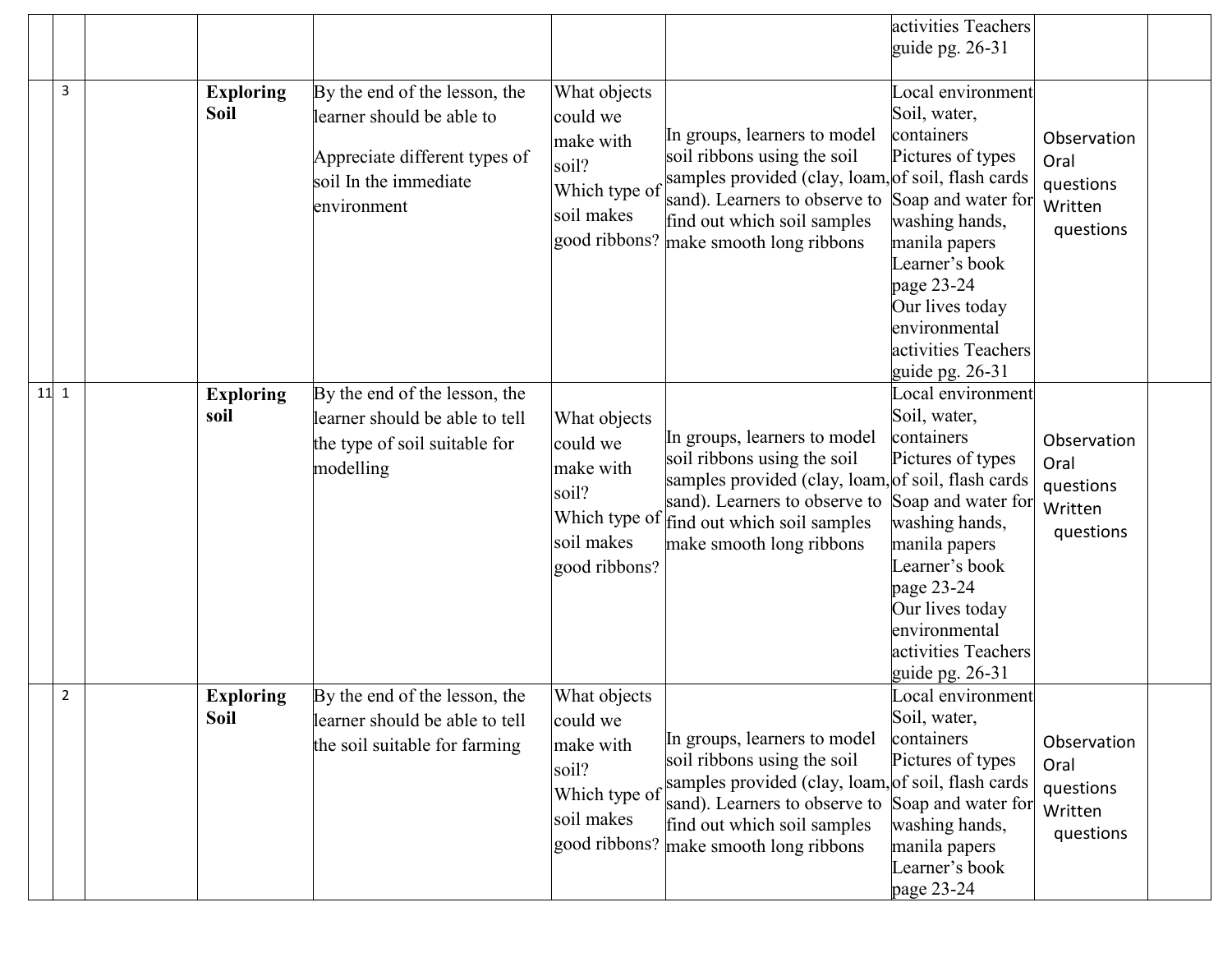| | | | | | | | activities Teachers guide pg. 26-31 | | |
|---|---|---|---|---|---|---|---|---|---|
| | 3 | | **Exploring Soil** | By the end of the lesson, the learner should be able to<br><br>Appreciate different types of soil In the immediate environment | What objects could we make with soil?<br>Which type of soil makes good ribbons? | In groups, learners to model soil ribbons using the soil samples provided (clay, loam, sand). Learners to observe to find out which soil samples make smooth long ribbons | Local environment Soil, water, containers Pictures of types of soil, flash cards Soap and water for washing hands, manila papers Learner's book page 23-24 Our lives today environmental activities Teachers guide pg. 26-31 | Observation Oral questions Written questions | |
| 11 | 1 | | **Exploring soil** | By the end of the lesson, the learner should be able to tell the type of soil suitable for modelling | What objects could we make with soil?<br>Which type of soil makes good ribbons? | In groups, learners to model soil ribbons using the soil samples provided (clay, loam, sand). Learners to observe to find out which soil samples make smooth long ribbons | Local environment Soil, water, containers Pictures of types of soil, flash cards Soap and water for washing hands, manila papers Learner's book page 23-24 Our lives today environmental activities Teachers guide pg. 26-31 | Observation Oral questions Written questions | |
| | 2 | | **Exploring Soil** | By the end of the lesson, the learner should be able to tell the soil suitable for farming | What objects could we make with soil?<br>Which type of soil makes good ribbons? | In groups, learners to model soil ribbons using the soil samples provided (clay, loam, sand). Learners to observe to find out which soil samples make smooth long ribbons | Local environment Soil, water, containers Pictures of types of soil, flash cards Soap and water for washing hands, manila papers Learner's book page 23-24 | Observation Oral questions Written questions | |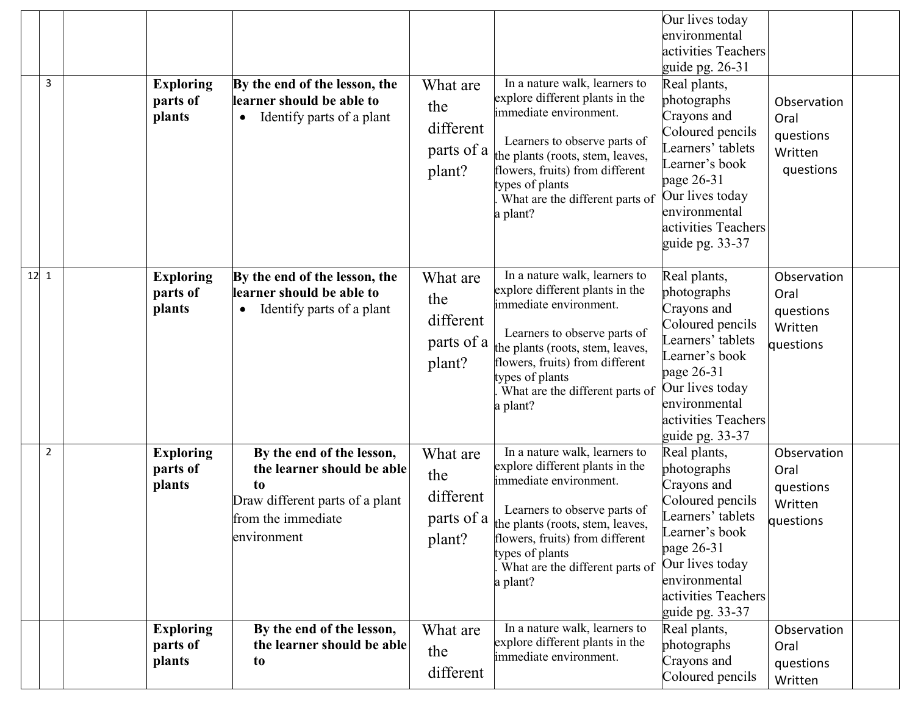| | | | | | | | | | |
|---|---|---|---|---|---|---|---|---|---|
| | | | | | | | Our lives today environmental activities Teachers guide pg. 26-31 | | |
| | 3 | | **Exploring parts of plants** | **By the end of the lesson, the learner should be able to**<br>• Identify parts of a plant | What are the different parts of a plant? | In a nature walk, learners to explore different plants in the immediate environment.<br><br>Learners to observe parts of the plants (roots, stem, leaves, flowers, fruits) from different types of plants<br>. What are the different parts of a plant? | Real plants, photographs Crayons and Coloured pencils Learners' tablets Learner's book page 26-31 Our lives today environmental activities Teachers guide pg. 33-37 | Observation Oral questions Written questions | |
| 12 | 1 | | **Exploring parts of plants** | **By the end of the lesson, the learner should be able to**<br>• Identify parts of a plant | What are the different parts of a plant? | In a nature walk, learners to explore different plants in the immediate environment.<br><br>Learners to observe parts of the plants (roots, stem, leaves, flowers, fruits) from different types of plants<br>. What are the different parts of a plant? | Real plants, photographs Crayons and Coloured pencils Learners' tablets Learner's book page 26-31 Our lives today environmental activities Teachers guide pg. 33-37 | Observation Oral questions Written questions | |
| | 2 | | **Exploring parts of plants** | **By the end of the lesson, the learner should be able to**<br>Draw different parts of a plant from the immediate environment | What are the different parts of a plant? | In a nature walk, learners to explore different plants in the immediate environment.<br><br>Learners to observe parts of the plants (roots, stem, leaves, flowers, fruits) from different types of plants<br>. What are the different parts of a plant? | Real plants, photographs Crayons and Coloured pencils Learners' tablets Learner's book page 26-31 Our lives today environmental activities Teachers guide pg. 33-37 | Observation Oral questions Written questions | |
| | | | **Exploring parts of plants** | **By the end of the lesson, the learner should be able to** | What are the different | In a nature walk, learners to explore different plants in the immediate environment. | Real plants, photographs Crayons and Coloured pencils | Observation Oral questions Written | |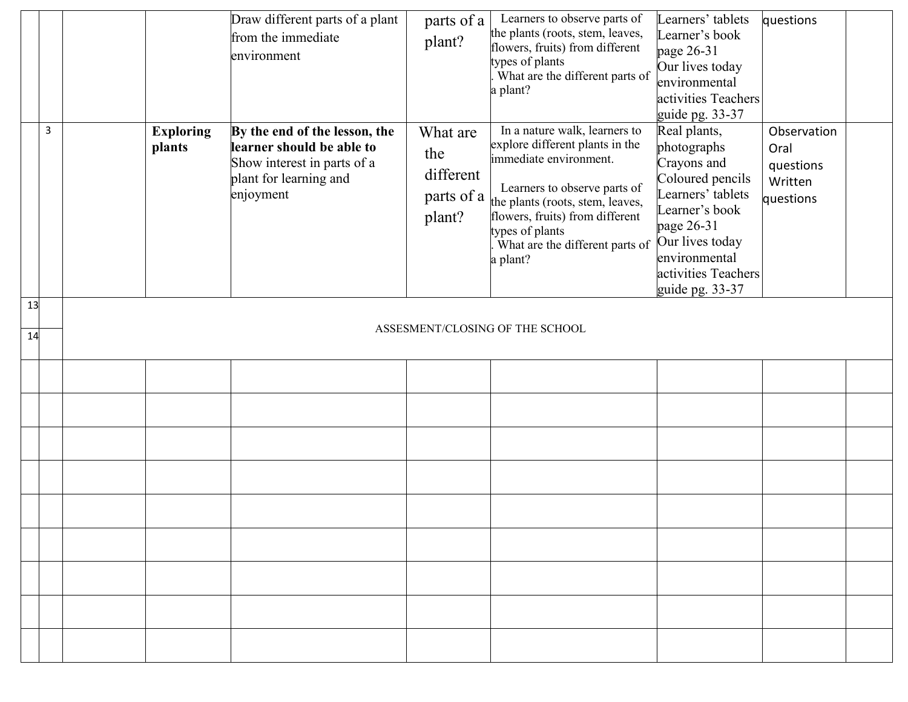| | | | | | | | | | |
|---|---|---|---|---|---|---|---|---|---|
| | | | | Draw different parts of a plant from the immediate environment | parts of a plant? | Learners to observe parts of the plants (roots, stem, leaves, flowers, fruits) from different types of plants<br>. What are the different parts of a plant? | Learners' tablets<br>Learner's book page 26-31<br>Our lives today environmental activities Teachers guide pg. 33-37 | questions | |
| | 3 | | **Exploring plants** | **By the end of the lesson, the learner should be able to**<br>Show interest in parts of a plant for learning and enjoyment | What are the different parts of a plant? | In a nature walk, learners to explore different plants in the immediate environment.<br>Learners to observe parts of the plants (roots, stem, leaves, flowers, fruits) from different types of plants<br>. What are the different parts of a plant? | Real plants, photographs<br>Crayons and Coloured pencils<br>Learners' tablets<br>Learner's book page 26-31<br>Our lives today environmental activities Teachers guide pg. 33-37 | Observation<br>Oral questions<br>Written questions | |
| 13 | | ASSESMENT/CLOSING OF THE SCHOOL | | | | | | | |
| 14 | | | | | | | | | |
| | | | | | | | | | |
| | | | | | | | | | |
| | | | | | | | | | |
| | | | | | | | | | |
| | | | | | | | | | |
| | | | | | | | | | |
| | | | | | | | | | |
| | | | | | | | | | |
| | | | | | | | | | |